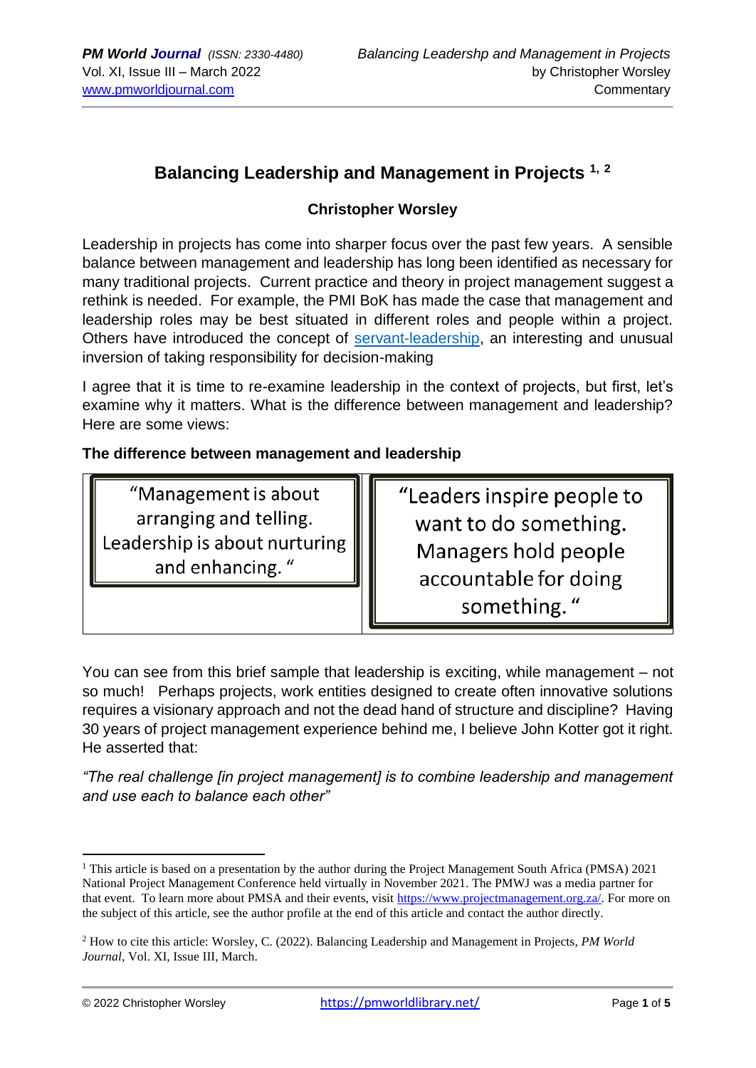# Balancing Leadership and Management in Projects [1, 2]

**Christopher Worsley**

Leadership in projects has come into sharper focus over the past few years. A sensible balance between management and leadership has long been identified as necessary for many traditional projects. Current practice and theory in project management suggest a rethink is needed. For example, the PMI BoK has made the case that management and leadership roles may be best situated in different roles and people within a project. Others have introduced the concept of servant-leadership, an interesting and unusual inversion of taking responsibility for decision-making

I agree that it is time to re-examine leadership in the context of projects, but first, let's examine why it matters. What is the difference between management and leadership? Here are some views:

**The difference between management and leadership**

| "Management is about arranging and telling. Leadership is about nurturing and enhancing. " | "Leaders inspire people to want to do something. Managers hold people accountable for doing something. " |
|---|---|

You can see from this brief sample that leadership is exciting, while management – not so much! Perhaps projects, work entities designed to create often innovative solutions requires a visionary approach and not the dead hand of structure and discipline? Having 30 years of project management experience behind me, I believe John Kotter got it right. He asserted that:

*"The real challenge [in project management] is to combine leadership and management and use each to balance each other"*

---

[1] This article is based on a presentation by the author during the Project Management South Africa (PMSA) 2021 National Project Management Conference held virtually in November 2021. The PMWJ was a media partner for that event. To learn more about PMSA and their events, visit https://www.projectmanagement.org.za/. For more on the subject of this article, see the author profile at the end of this article and contact the author directly.

[2] How to cite this article: Worsley, C. (2022). Balancing Leadership and Management in Projects, *PM World Journal*, Vol. XI, Issue III, March.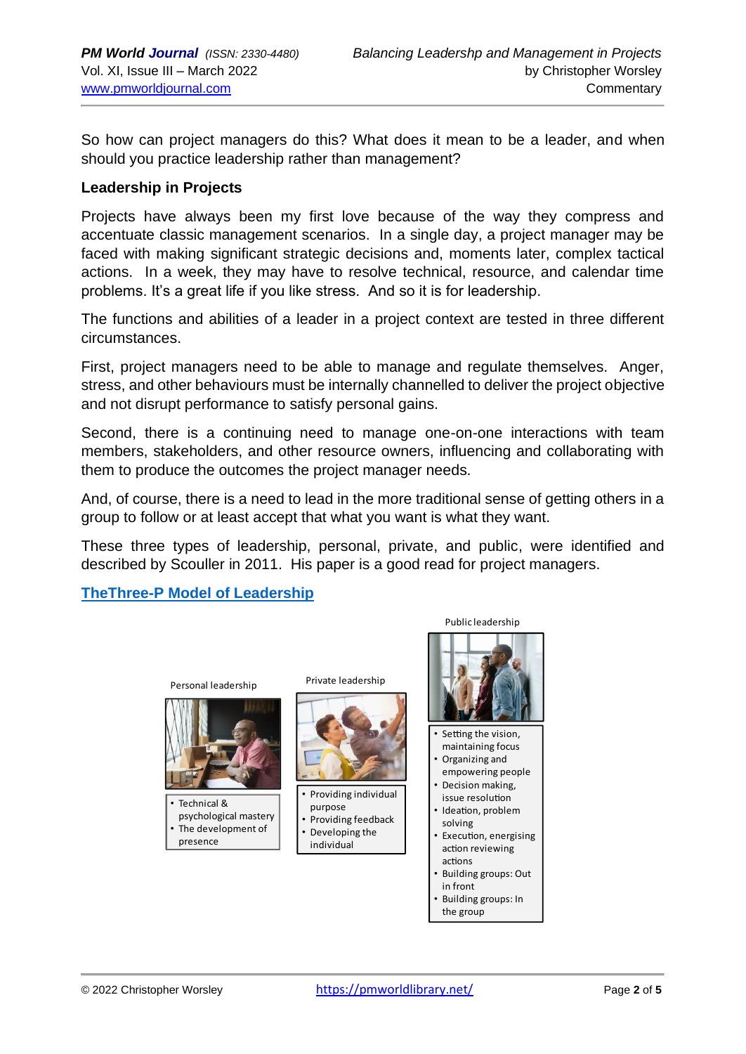So how can project managers do this? What does it mean to be a leader, and when should you practice leadership rather than management?

**Leadership in Projects**

Projects have always been my first love because of the way they compress and accentuate classic management scenarios. In a single day, a project manager may be faced with making significant strategic decisions and, moments later, complex tactical actions. In a week, they may have to resolve technical, resource, and calendar time problems. It's a great life if you like stress. And so it is for leadership.

The functions and abilities of a leader in a project context are tested in three different circumstances.

First, project managers need to be able to manage and regulate themselves. Anger, stress, and other behaviours must be internally channelled to deliver the project objective and not disrupt performance to satisfy personal gains.

Second, there is a continuing need to manage one-on-one interactions with team members, stakeholders, and other resource owners, influencing and collaborating with them to produce the outcomes the project manager needs.

And, of course, there is a need to lead in the more traditional sense of getting others in a group to follow or at least accept that what you want is what they want.

These three types of leadership, personal, private, and public, were identified and described by Scouller in 2011. His paper is a good read for project managers.

**TheThree-P Model of Leadership**

Personal leadership

- Technical & psychological mastery
- The development of presence

Private leadership

- Providing individual purpose
- Providing feedback
- Developing the individual

Public leadership

- Setting the vision, maintaining focus
- Organizing and empowering people
- Decision making, issue resolution
- Ideation, problem solving
- Execution, energising action reviewing actions
- Building groups: Out in front
- Building groups: In the group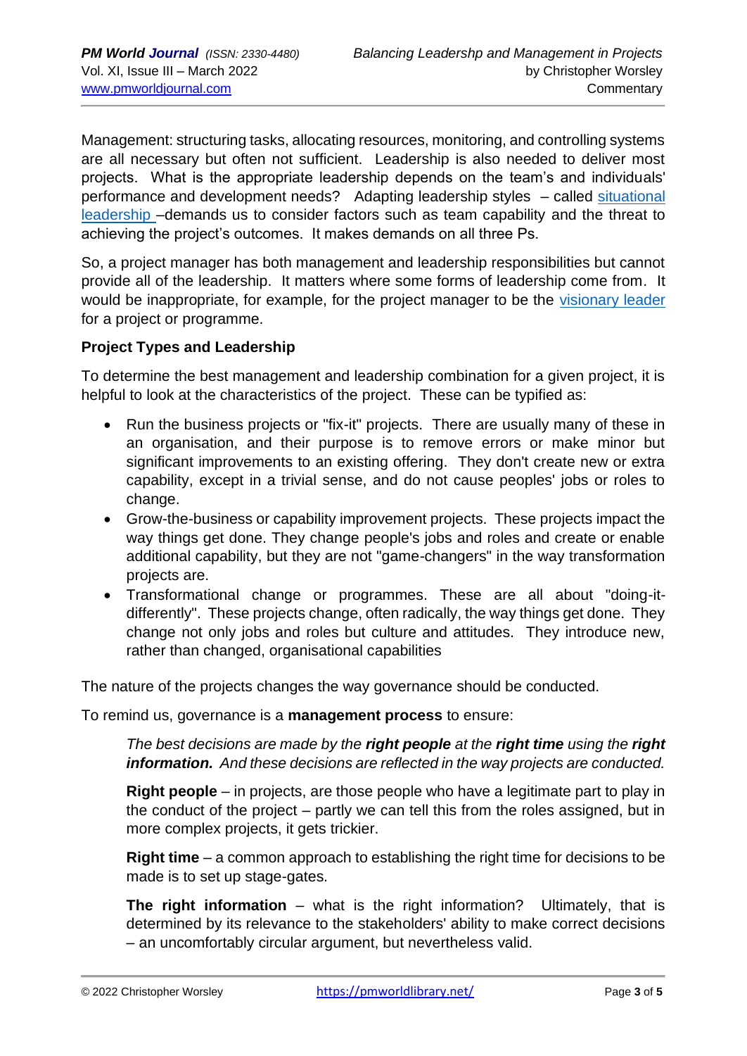Management: structuring tasks, allocating resources, monitoring, and controlling systems are all necessary but often not sufficient. Leadership is also needed to deliver most projects. What is the appropriate leadership depends on the team's and individuals' performance and development needs? Adapting leadership styles – called [situational leadership] –demands us to consider factors such as team capability and the threat to achieving the project's outcomes. It makes demands on all three Ps.

So, a project manager has both management and leadership responsibilities but cannot provide all of the leadership. It matters where some forms of leadership come from. It would be inappropriate, for example, for the project manager to be the [visionary leader] for a project or programme.

**Project Types and Leadership**

To determine the best management and leadership combination for a given project, it is helpful to look at the characteristics of the project. These can be typified as:

- Run the business projects or "fix-it" projects. There are usually many of these in an organisation, and their purpose is to remove errors or make minor but significant improvements to an existing offering. They don't create new or extra capability, except in a trivial sense, and do not cause peoples' jobs or roles to change.
- Grow-the-business or capability improvement projects. These projects impact the way things get done. They change people's jobs and roles and create or enable additional capability, but they are not "game-changers" in the way transformation projects are.
- Transformational change or programmes. These are all about "doing-it-differently". These projects change, often radically, the way things get done. They change not only jobs and roles but culture and attitudes. They introduce new, rather than changed, organisational capabilities

The nature of the projects changes the way governance should be conducted.

To remind us, governance is a **management process** to ensure:

> *The best decisions are made by the* ***right people*** *at the* ***right time*** *using the* ***right information.*** *And these decisions are reflected in the way projects are conducted.*
>
> **Right people** – in projects, are those people who have a legitimate part to play in the conduct of the project – partly we can tell this from the roles assigned, but in more complex projects, it gets trickier.
>
> **Right time** – a common approach to establishing the right time for decisions to be made is to set up stage-gates.
>
> **The right information** – what is the right information? Ultimately, that is determined by its relevance to the stakeholders' ability to make correct decisions – an uncomfortably circular argument, but nevertheless valid.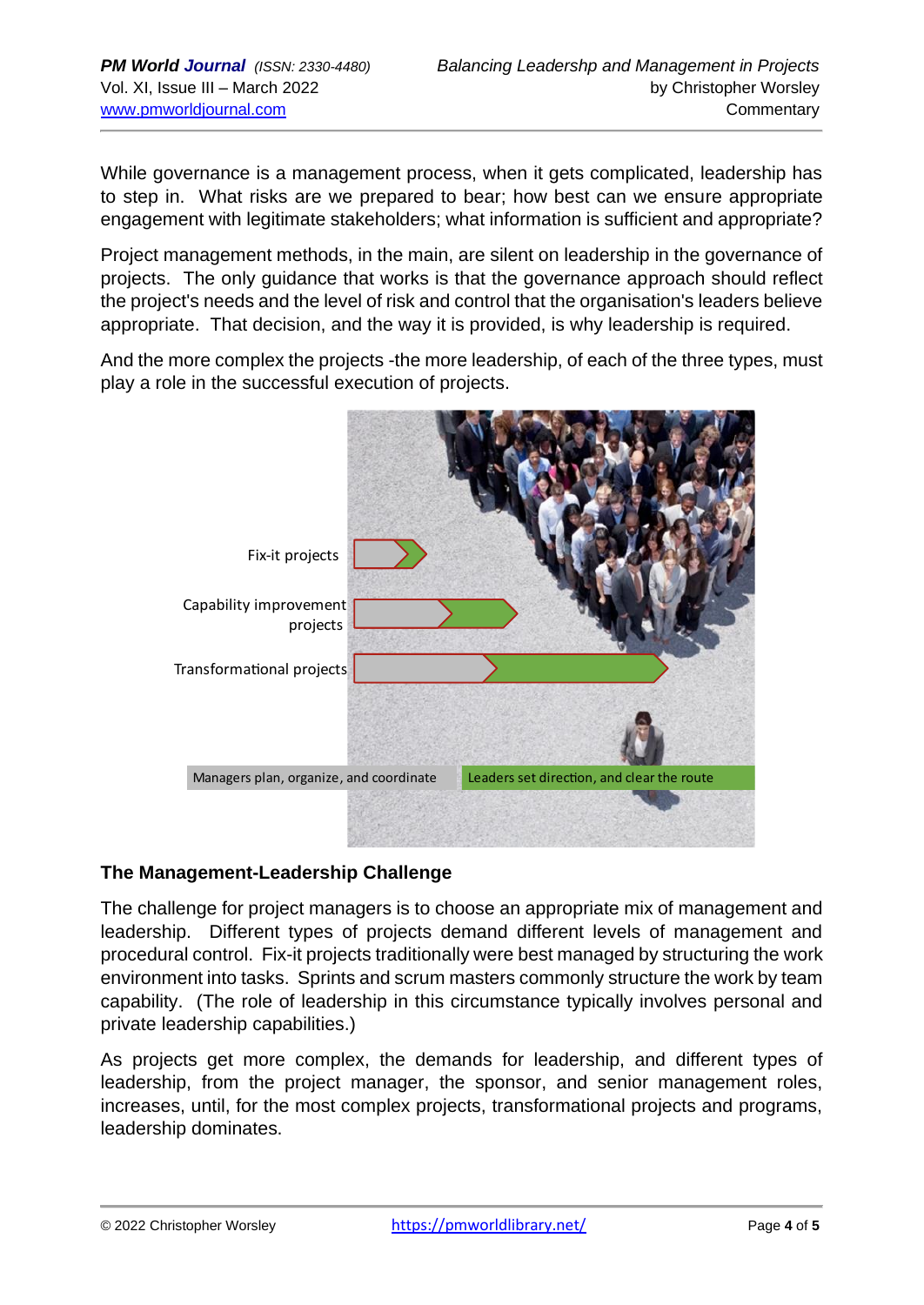While governance is a management process, when it gets complicated, leadership has to step in. What risks are we prepared to bear; how best can we ensure appropriate engagement with legitimate stakeholders; what information is sufficient and appropriate?

Project management methods, in the main, are silent on leadership in the governance of projects. The only guidance that works is that the governance approach should reflect the project's needs and the level of risk and control that the organisation's leaders believe appropriate. That decision, and the way it is provided, is why leadership is required.

And the more complex the projects -the more leadership, of each of the three types, must play a role in the successful execution of projects.

Fix-it projects

Capability improvement projects

Transformational projects

Managers plan, organize, and coordinate

Leaders set direction, and clear the route

## The Management-Leadership Challenge

The challenge for project managers is to choose an appropriate mix of management and leadership. Different types of projects demand different levels of management and procedural control. Fix-it projects traditionally were best managed by structuring the work environment into tasks. Sprints and scrum masters commonly structure the work by team capability. (The role of leadership in this circumstance typically involves personal and private leadership capabilities.)

As projects get more complex, the demands for leadership, and different types of leadership, from the project manager, the sponsor, and senior management roles, increases, until, for the most complex projects, transformational projects and programs, leadership dominates.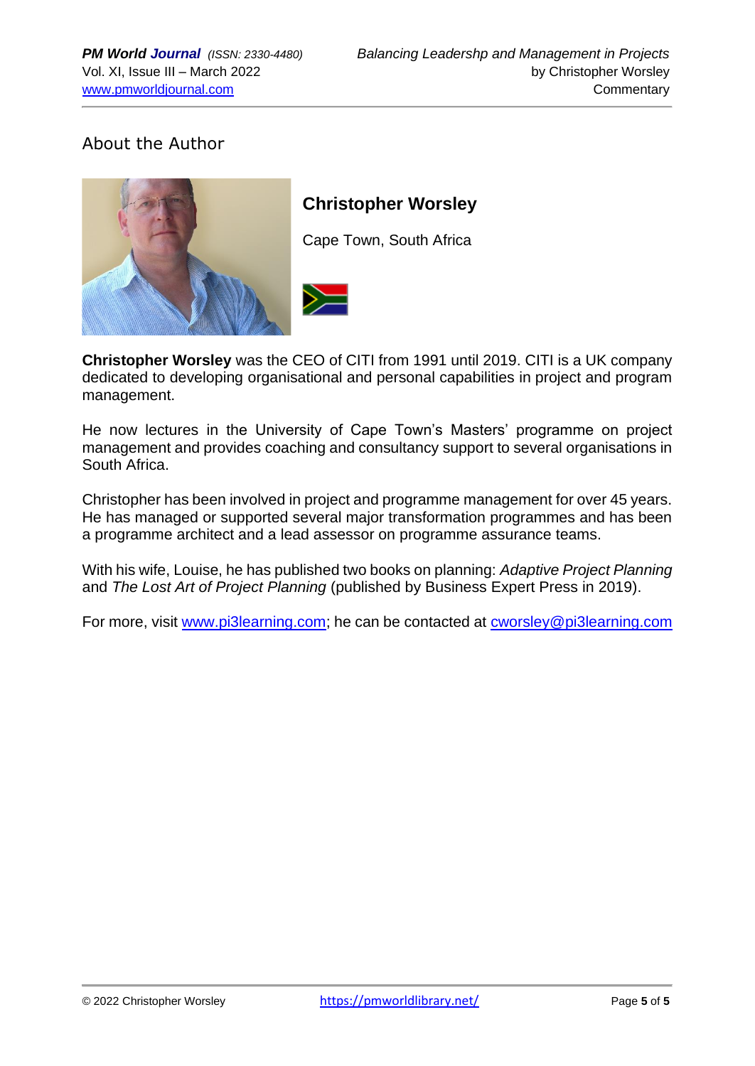## About the Author

### Christopher Worsley

Cape Town, South Africa

**Christopher Worsley** was the CEO of CITI from 1991 until 2019. CITI is a UK company dedicated to developing organisational and personal capabilities in project and program management.

He now lectures in the University of Cape Town's Masters' programme on project management and provides coaching and consultancy support to several organisations in South Africa.

Christopher has been involved in project and programme management for over 45 years. He has managed or supported several major transformation programmes and has been a programme architect and a lead assessor on programme assurance teams.

With his wife, Louise, he has published two books on planning: *Adaptive Project Planning* and *The Lost Art of Project Planning* (published by Business Expert Press in 2019).

For more, visit www.pi3learning.com; he can be contacted at cworsley@pi3learning.com